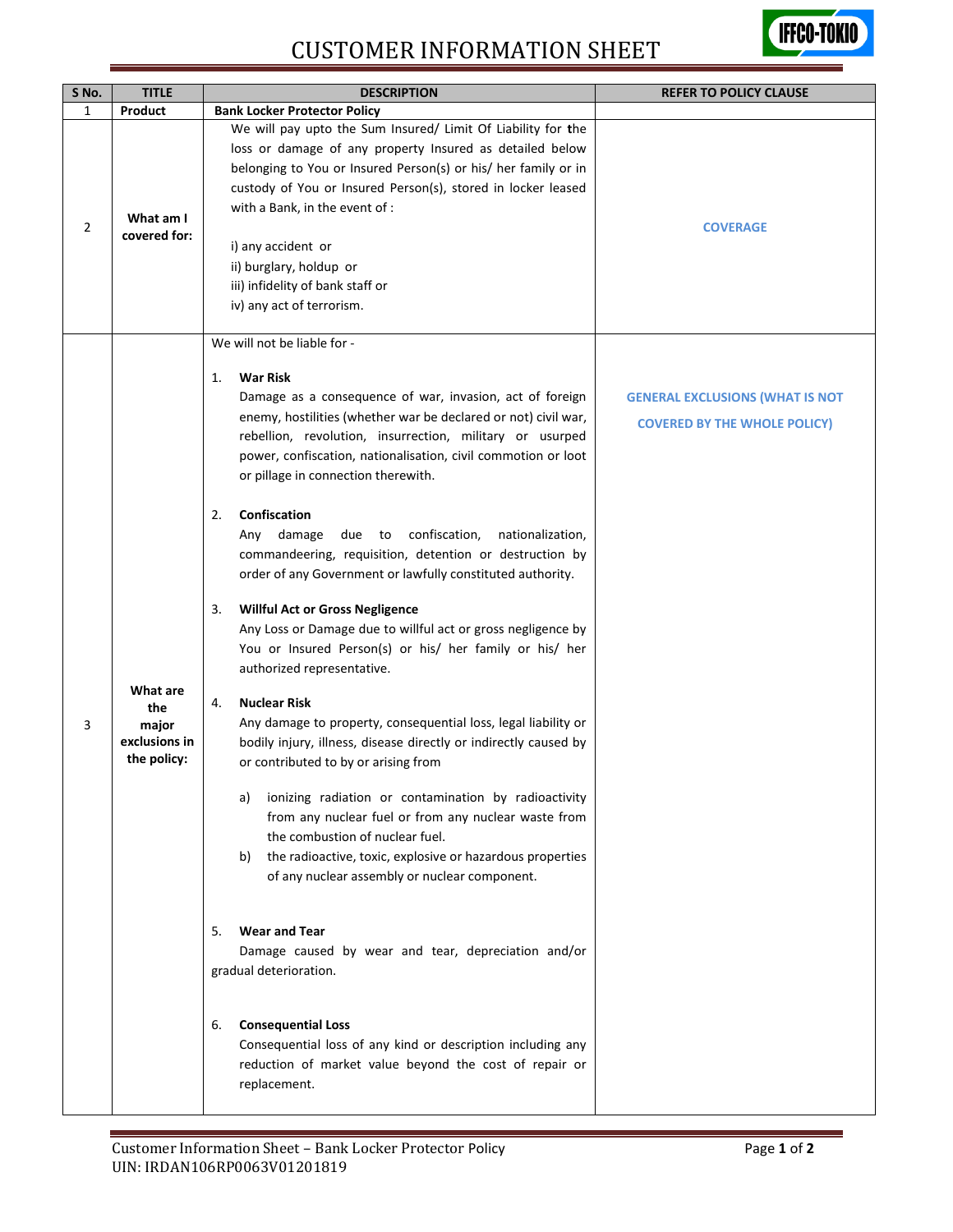# CUSTOMER INFORMATION SHEET

| S No. | TITLE | DESCRIPTION | REFER TO POLICY CLAUSE |
|---|---|---|---|
| 1 | **Product** | **Bank Locker Protector Policy** | |
| 2 | **What am I covered for:** | We will pay upto the Sum Insured/ Limit Of Liability for the loss or damage of any property Insured as detailed below belonging to You or Insured Person(s) or his/ her family or in custody of You or Insured Person(s), stored in locker leased with a Bank, in the event of :<br><br>i) any accident or<br>ii) burglary, holdup or<br>iii) infidelity of bank staff or<br>iv) any act of terrorism. | COVERAGE |
| 3 | **What are the major exclusions in the policy:** | We will not be liable for -<br><br>1. **War Risk**<br>Damage as a consequence of war, invasion, act of foreign enemy, hostilities (whether war be declared or not) civil war, rebellion, revolution, insurrection, military or usurped power, confiscation, nationalisation, civil commotion or loot or pillage in connection therewith.<br><br>2. **Confiscation**<br>Any damage due to confiscation, nationalization, commandeering, requisition, detention or destruction by order of any Government or lawfully constituted authority.<br><br>3. **Willful Act or Gross Negligence**<br>Any Loss or Damage due to willful act or gross negligence by You or Insured Person(s) or his/ her family or his/ her authorized representative.<br><br>4. **Nuclear Risk**<br>Any damage to property, consequential loss, legal liability or bodily injury, illness, disease directly or indirectly caused by or contributed to by or arising from<br><br>a) ionizing radiation or contamination by radioactivity from any nuclear fuel or from any nuclear waste from the combustion of nuclear fuel.<br>b) the radioactive, toxic, explosive or hazardous properties of any nuclear assembly or nuclear component.<br><br>5. **Wear and Tear**<br>Damage caused by wear and tear, depreciation and/or gradual deterioration.<br><br>6. **Consequential Loss**<br>Consequential loss of any kind or description including any reduction of market value beyond the cost of repair or replacement. | GENERAL EXCLUSIONS (WHAT IS NOT COVERED BY THE WHOLE POLICY) |

Customer Information Sheet – Bank Locker Protector Policy
UIN: IRDAN106RP0063V01201819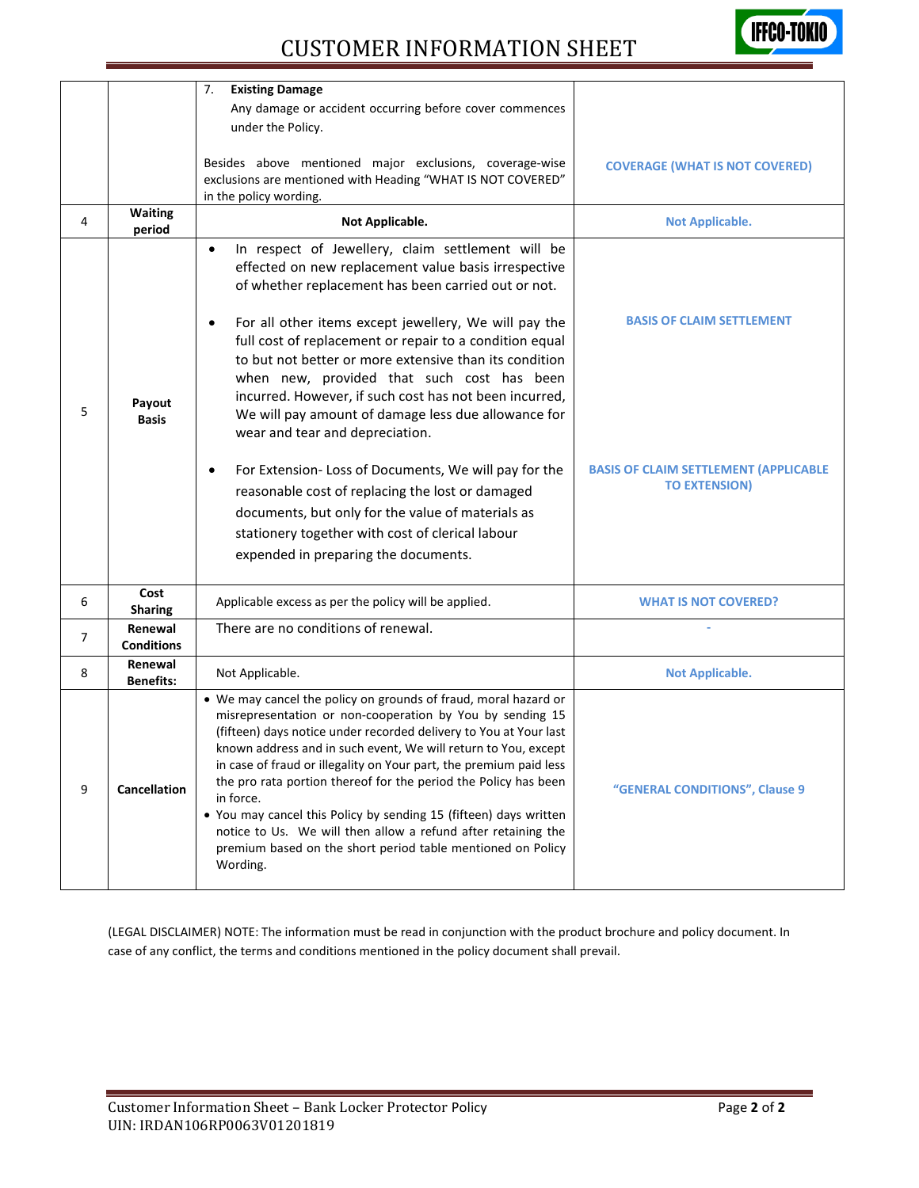# CUSTOMER INFORMATION SHEET

| | | | |
|---|---|---|---|
| | | 7. **Existing Damage** Any damage or accident occurring before cover commences under the Policy.<br><br>Besides above mentioned major exclusions, coverage-wise exclusions are mentioned with Heading "WHAT IS NOT COVERED" in the policy wording. | **COVERAGE (WHAT IS NOT COVERED)** |
| 4 | **Waiting period** | **Not Applicable.** | **Not Applicable.** |
| 5 | **Payout Basis** | • In respect of Jewellery, claim settlement will be effected on new replacement value basis irrespective of whether replacement has been carried out or not.<br><br>• For all other items except jewellery, We will pay the full cost of replacement or repair to a condition equal to but not better or more extensive than its condition when new, provided that such cost has been incurred. However, if such cost has not been incurred, We will pay amount of damage less due allowance for wear and tear and depreciation.<br><br>• For Extension- Loss of Documents, We will pay for the reasonable cost of replacing the lost or damaged documents, but only for the value of materials as stationery together with cost of clerical labour expended in preparing the documents. | **BASIS OF CLAIM SETTLEMENT**<br><br>**BASIS OF CLAIM SETTLEMENT (APPLICABLE TO EXTENSION)** |
| 6 | **Cost Sharing** | Applicable excess as per the policy will be applied. | **WHAT IS NOT COVERED?** |
| 7 | **Renewal Conditions** | There are no conditions of renewal. | - |
| 8 | **Renewal Benefits:** | Not Applicable. | **Not Applicable.** |
| 9 | **Cancellation** | • We may cancel the policy on grounds of fraud, moral hazard or misrepresentation or non-cooperation by You by sending 15 (fifteen) days notice under recorded delivery to You at Your last known address and in such event, We will return to You, except in case of fraud or illegality on Your part, the premium paid less the pro rata portion thereof for the period the Policy has been in force.<br>• You may cancel this Policy by sending 15 (fifteen) days written notice to Us. We will then allow a refund after retaining the premium based on the short period table mentioned on Policy Wording. | **"GENERAL CONDITIONS", Clause 9** |

(LEGAL DISCLAIMER) NOTE: The information must be read in conjunction with the product brochure and policy document. In case of any conflict, the terms and conditions mentioned in the policy document shall prevail.

Customer Information Sheet – Bank Locker Protector Policy
UIN: IRDAN106RP0063V01201819